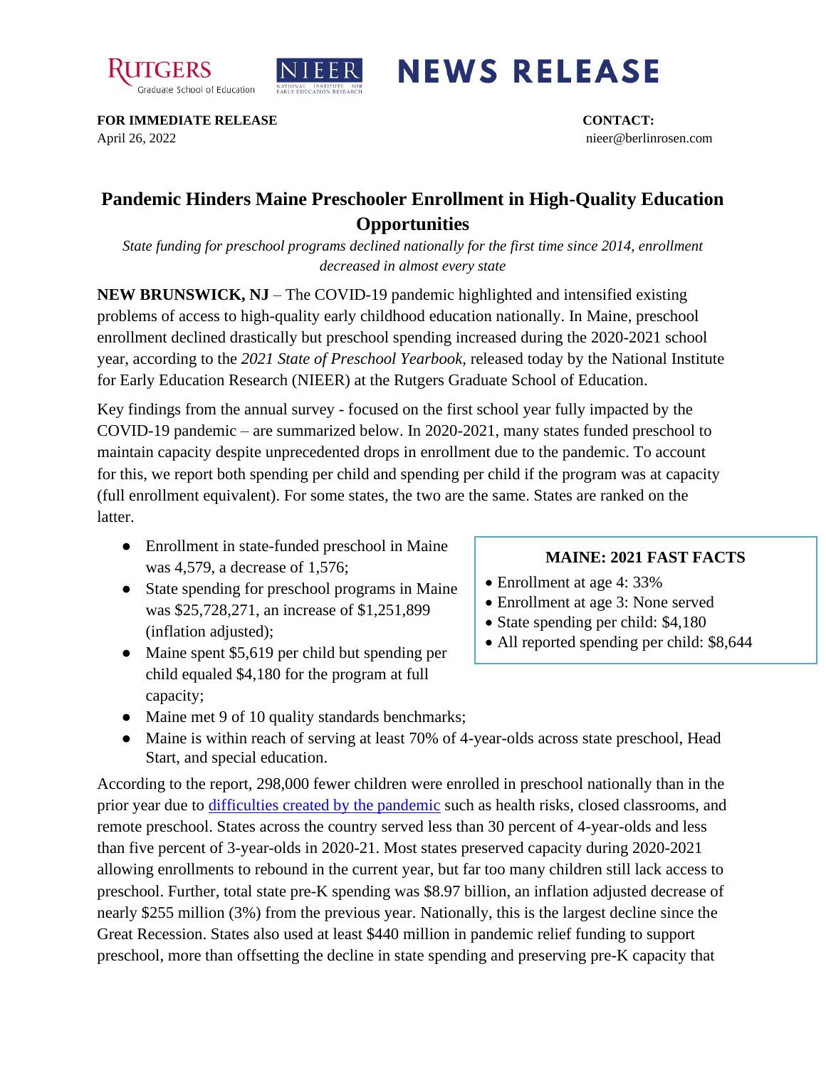**FOR IMMEDIATE RELEASE**
April 26, 2022

**CONTACT:**
nieer@berlinrosen.com

# NEWS RELEASE

## Pandemic Hinders Maine Preschooler Enrollment in High-Quality Education Opportunities

*State funding for preschool programs declined nationally for the first time since 2014, enrollment decreased in almost every state*

**NEW BRUNSWICK, NJ** – The COVID-19 pandemic highlighted and intensified existing problems of access to high-quality early childhood education nationally. In Maine, preschool enrollment declined drastically but preschool spending increased during the 2020-2021 school year, according to the *2021 State of Preschool Yearbook*, released today by the National Institute for Early Education Research (NIEER) at the Rutgers Graduate School of Education.

Key findings from the annual survey - focused on the first school year fully impacted by the COVID-19 pandemic – are summarized below. In 2020-2021, many states funded preschool to maintain capacity despite unprecedented drops in enrollment due to the pandemic. To account for this, we report both spending per child and spending per child if the program was at capacity (full enrollment equivalent). For some states, the two are the same. States are ranked on the latter.

- Enrollment in state-funded preschool in Maine was 4,579, a decrease of 1,576;
- State spending for preschool programs in Maine was $25,728,271, an increase of $1,251,899 (inflation adjusted);
- Maine spent $5,619 per child but spending per child equaled $4,180 for the program at full capacity;
- Maine met 9 of 10 quality standards benchmarks;
- Maine is within reach of serving at least 70% of 4-year-olds across state preschool, Head Start, and special education.

**MAINE: 2021 FAST FACTS**

- Enrollment at age 4: 33%
- Enrollment at age 3: None served
- State spending per child: $4,180
- All reported spending per child: $8,644

According to the report, 298,000 fewer children were enrolled in preschool nationally than in the prior year due to difficulties created by the pandemic such as health risks, closed classrooms, and remote preschool. States across the country served less than 30 percent of 4-year-olds and less than five percent of 3-year-olds in 2020-21. Most states preserved capacity during 2020-2021 allowing enrollments to rebound in the current year, but far too many children still lack access to preschool. Further, total state pre-K spending was $8.97 billion, an inflation adjusted decrease of nearly $255 million (3%) from the previous year. Nationally, this is the largest decline since the Great Recession. States also used at least $440 million in pandemic relief funding to support preschool, more than offsetting the decline in state spending and preserving pre-K capacity that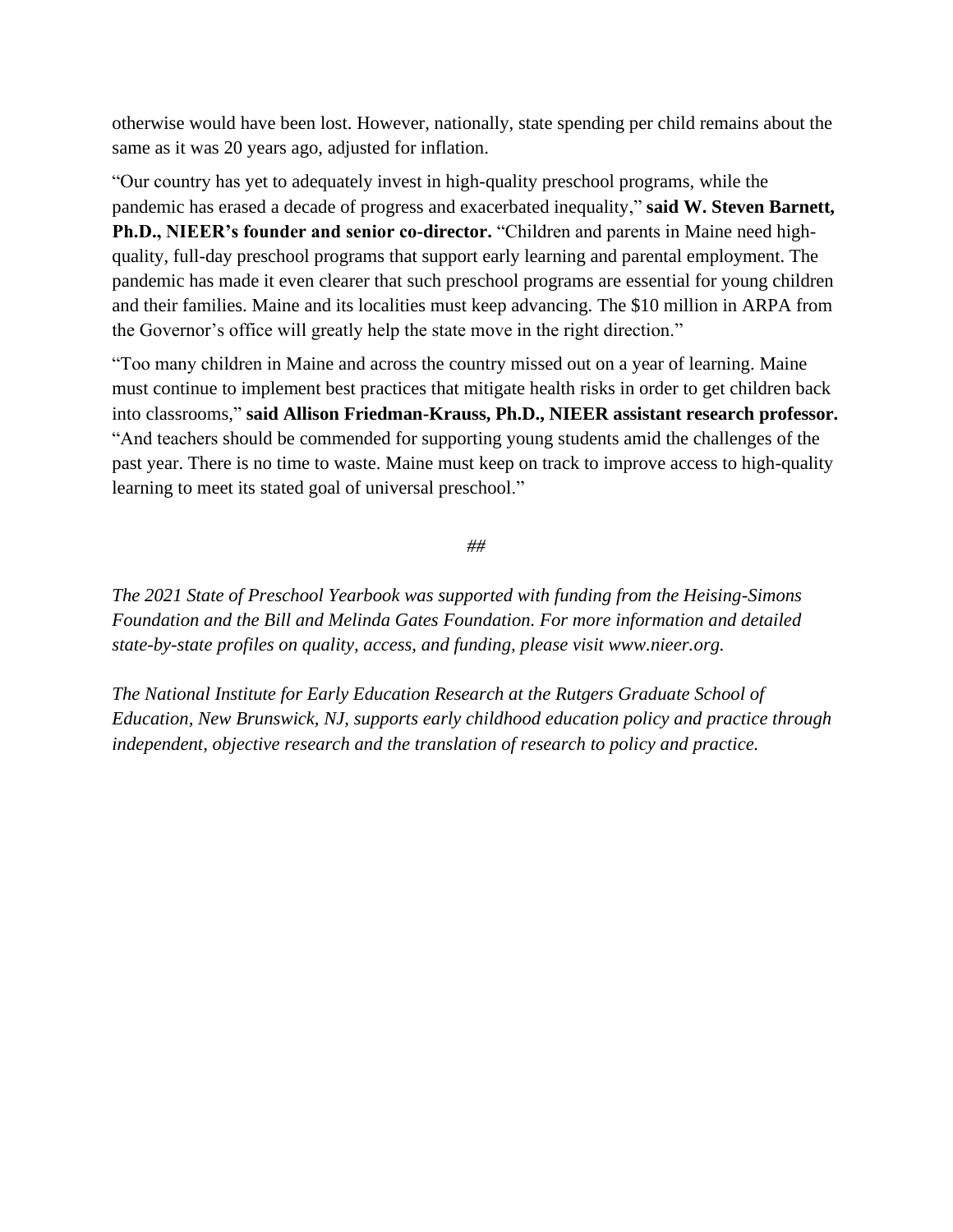otherwise would have been lost. However, nationally, state spending per child remains about the same as it was 20 years ago, adjusted for inflation.

"Our country has yet to adequately invest in high-quality preschool programs, while the pandemic has erased a decade of progress and exacerbated inequality," **said W. Steven Barnett, Ph.D., NIEER's founder and senior co-director.** "Children and parents in Maine need high-quality, full-day preschool programs that support early learning and parental employment. The pandemic has made it even clearer that such preschool programs are essential for young children and their families. Maine and its localities must keep advancing. The $10 million in ARPA from the Governor's office will greatly help the state move in the right direction."

"Too many children in Maine and across the country missed out on a year of learning. Maine must continue to implement best practices that mitigate health risks in order to get children back into classrooms," **said Allison Friedman-Krauss, Ph.D., NIEER assistant research professor.** "And teachers should be commended for supporting young students amid the challenges of the past year. There is no time to waste. Maine must keep on track to improve access to high-quality learning to meet its stated goal of universal preschool."

*##*

*The 2021 State of Preschool Yearbook was supported with funding from the Heising-Simons Foundation and the Bill and Melinda Gates Foundation. For more information and detailed state-by-state profiles on quality, access, and funding, please visit www.nieer.org.*

*The National Institute for Early Education Research at the Rutgers Graduate School of Education, New Brunswick, NJ, supports early childhood education policy and practice through independent, objective research and the translation of research to policy and practice.*